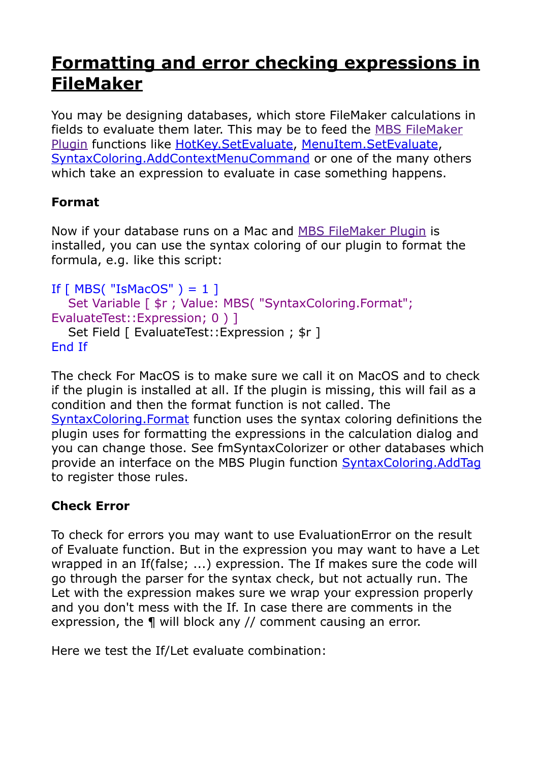# Formatting and error checking expressions in FileMaker

You may be designing databases, which store FileMaker calculations in fields to evaluate them later. This may be to feed the MBS FileMaker Plugin functions like HotKey.SetEvaluate, MenuItem.SetEvaluate, SyntaxColoring.AddContextMenuCommand or one of the many others which take an expression to evaluate in case something happens.

### Format

Now if your database runs on a Mac and MBS FileMaker Plugin is installed, you can use the syntax coloring of our plugin to format the formula, e.g. like this script:

```
If [ MBS( "IsMacOS" ) = 1 ]
   Set Variable [ $r ; Value: MBS( "SyntaxColoring.Format"; EvaluateTest::Expression; 0 ) ]
   Set Field [ EvaluateTest::Expression ; $r ]
End If
```

The check For MacOS is to make sure we call it on MacOS and to check if the plugin is installed at all. If the plugin is missing, this will fail as a condition and then the format function is not called. The SyntaxColoring.Format function uses the syntax coloring definitions the plugin uses for formatting the expressions in the calculation dialog and you can change those. See fmSyntaxColorizer or other databases which provide an interface on the MBS Plugin function SyntaxColoring.AddTag to register those rules.

### Check Error

To check for errors you may want to use EvaluationError on the result of Evaluate function. But in the expression you may want to have a Let wrapped in an If(false; ...) expression. The If makes sure the code will go through the parser for the syntax check, but not actually run. The Let with the expression makes sure we wrap your expression properly and you don't mess with the If. In case there are comments in the expression, the ¶ will block any // comment causing an error.

Here we test the If/Let evaluate combination: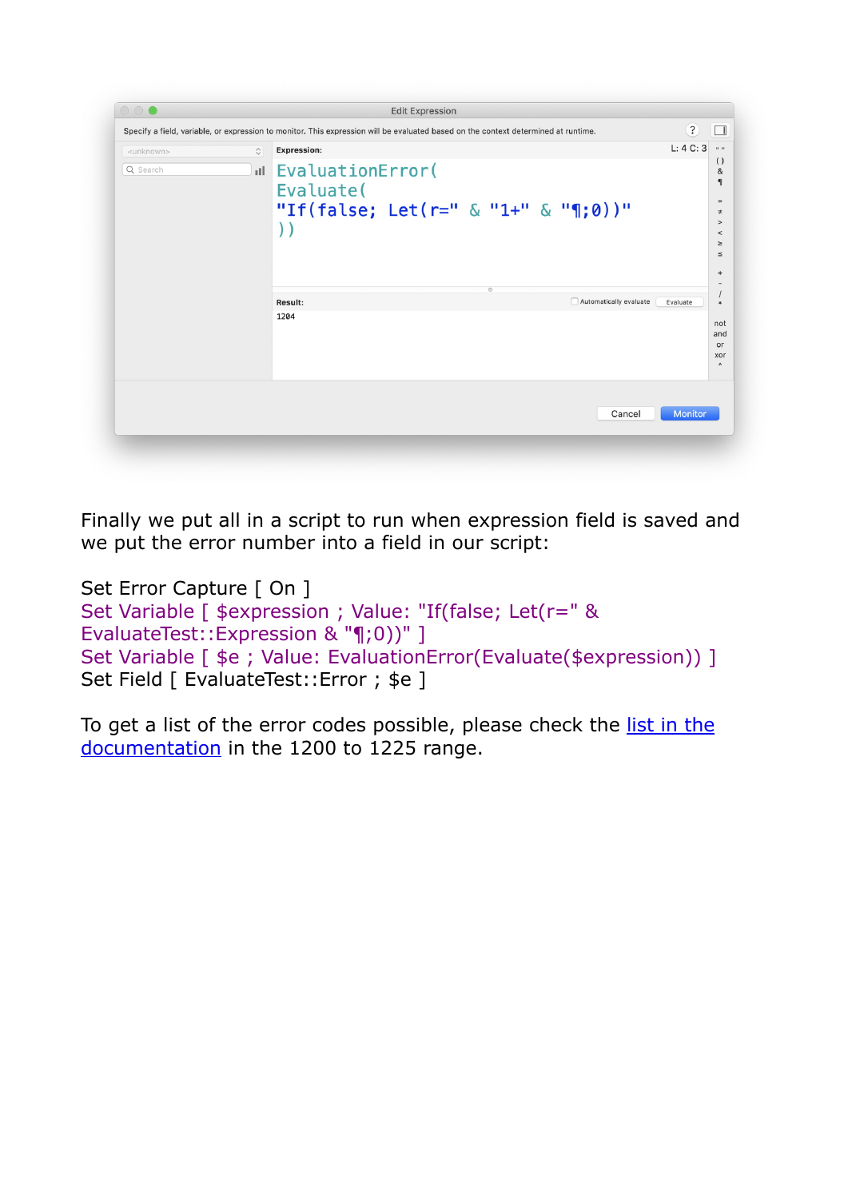Finally we put all in a script to run when expression field is saved and we put the error number into a field in our script:

```
Set Error Capture [ On ]
Set Variable [ $expression ; Value: "If(false; Let(r=" & EvaluateTest::Expression & "¶;0))" ]
Set Variable [ $e ; Value: EvaluationError(Evaluate($expression)) ]
Set Field [ EvaluateTest::Error ; $e ]
```

To get a list of the error codes possible, please check the list in the documentation in the 1200 to 1225 range.